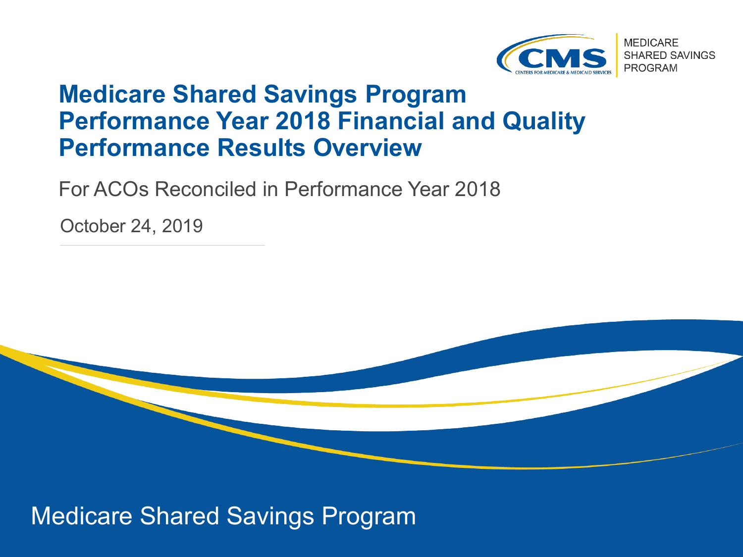MEDICARE SHARED SAVINGS PROGRAM

# Medicare Shared Savings Program Performance Year 2018 Financial and Quality Performance Results Overview

For ACOs Reconciled in Performance Year 2018

October 24, 2019

Medicare Shared Savings Program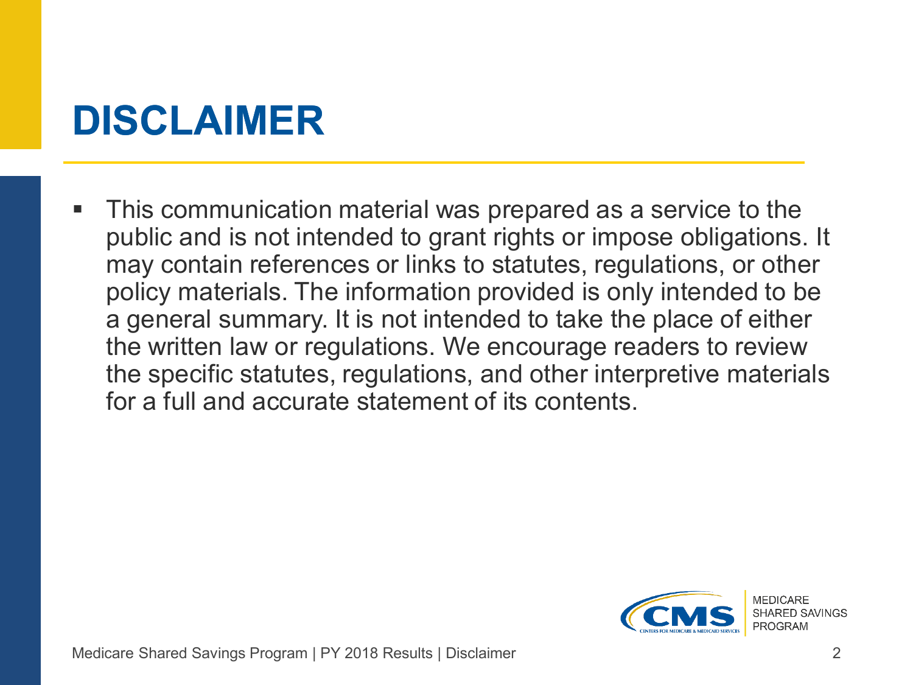# DISCLAIMER

- This communication material was prepared as a service to the public and is not intended to grant rights or impose obligations. It may contain references or links to statutes, regulations, or other policy materials. The information provided is only intended to be a general summary. It is not intended to take the place of either the written law or regulations. We encourage readers to review the specific statutes, regulations, and other interpretive materials for a full and accurate statement of its contents.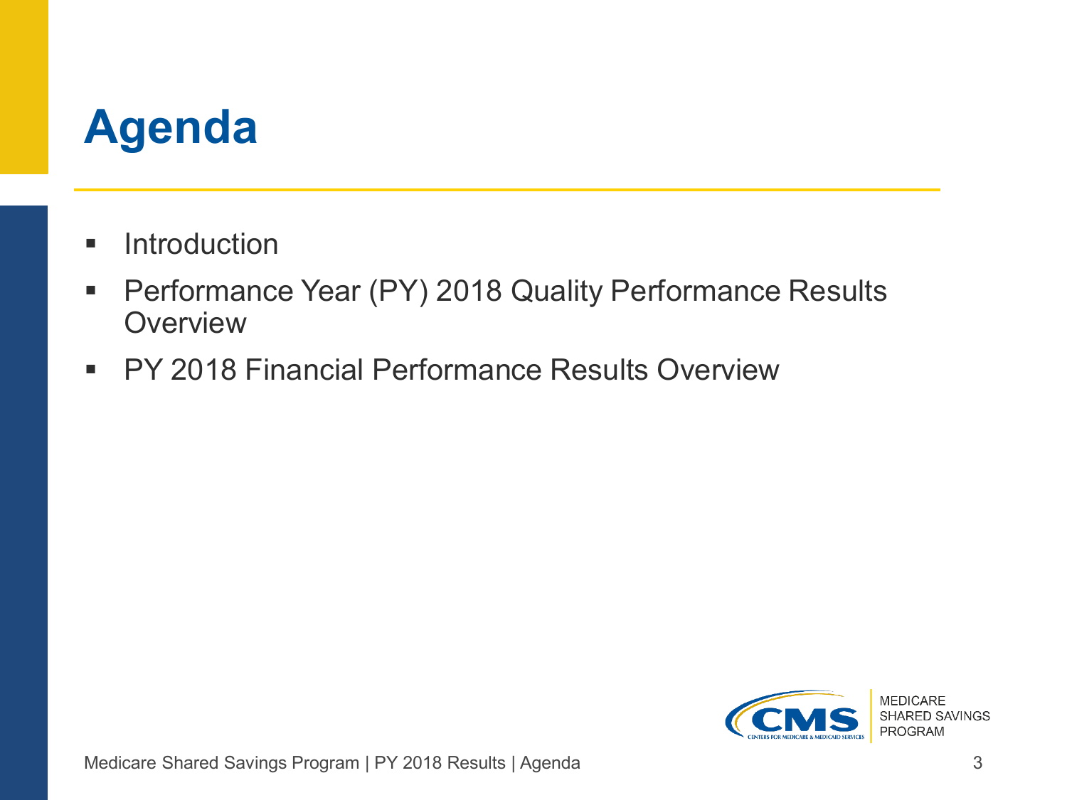# Agenda

- Introduction
- Performance Year (PY) 2018 Quality Performance Results Overview
- PY 2018 Financial Performance Results Overview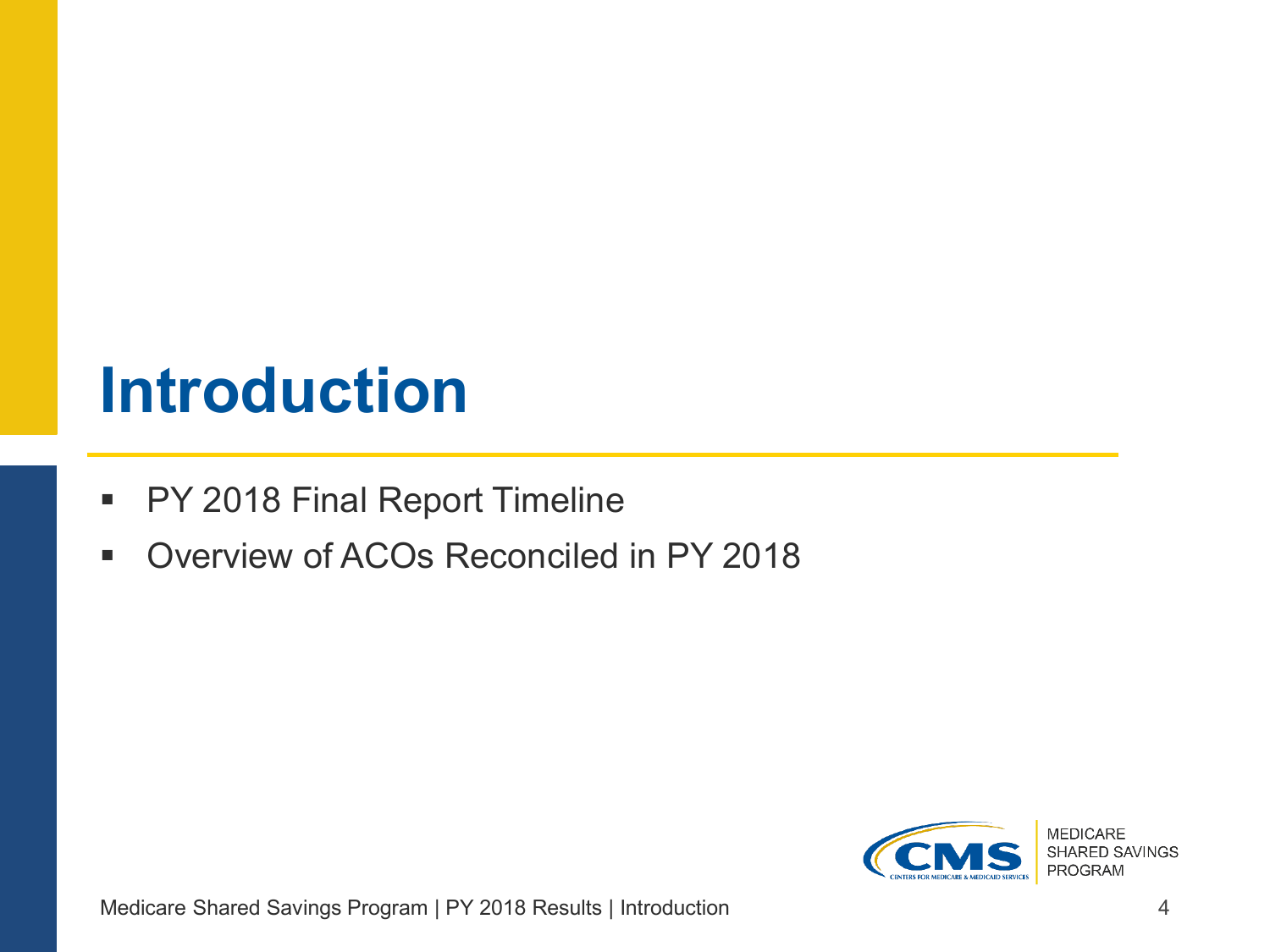# Introduction

- PY 2018 Final Report Timeline
- Overview of ACOs Reconciled in PY 2018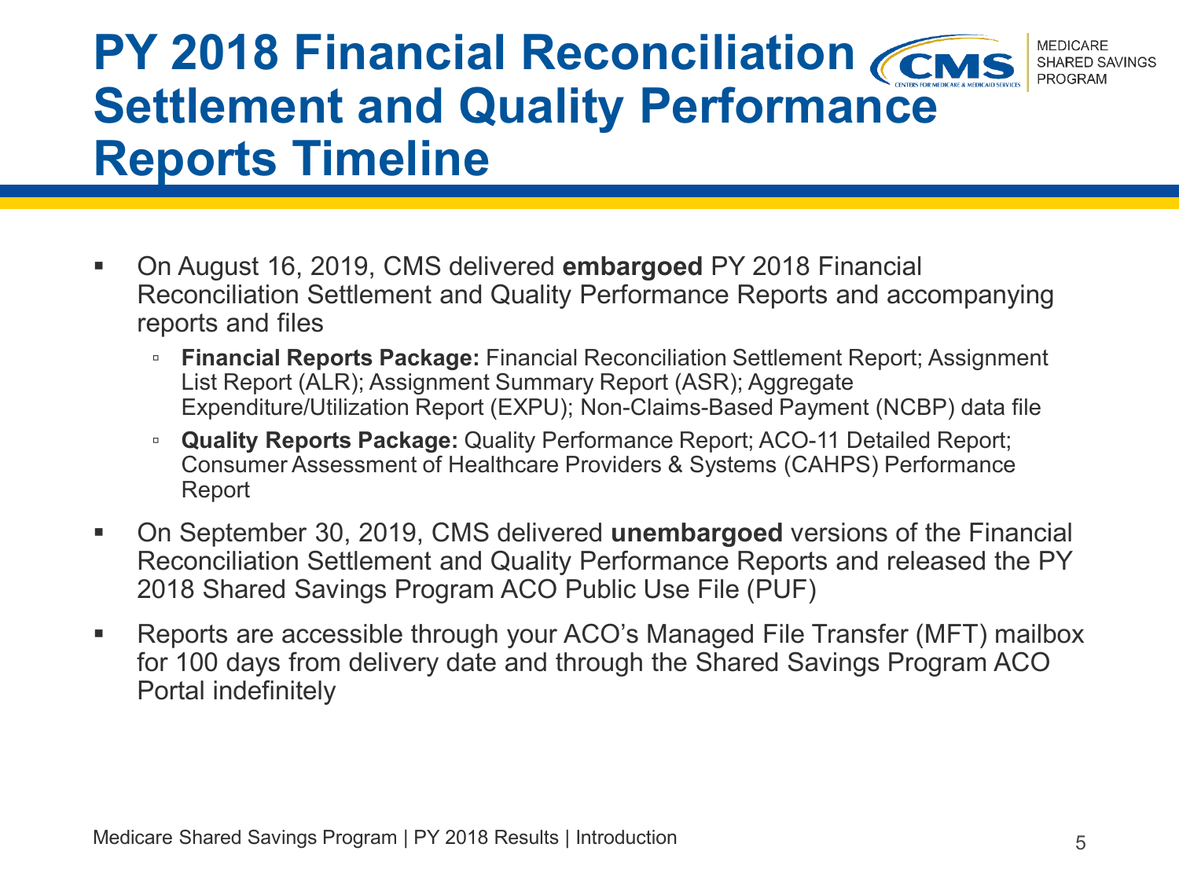# PY 2018 Financial Reconciliation Settlement and Quality Performance Reports Timeline

- On August 16, 2019, CMS delivered **embargoed** PY 2018 Financial Reconciliation Settlement and Quality Performance Reports and accompanying reports and files
  - **Financial Reports Package:** Financial Reconciliation Settlement Report; Assignment List Report (ALR); Assignment Summary Report (ASR); Aggregate Expenditure/Utilization Report (EXPU); Non-Claims-Based Payment (NCBP) data file
  - **Quality Reports Package:** Quality Performance Report; ACO-11 Detailed Report; Consumer Assessment of Healthcare Providers & Systems (CAHPS) Performance Report
- On September 30, 2019, CMS delivered **unembargoed** versions of the Financial Reconciliation Settlement and Quality Performance Reports and released the PY 2018 Shared Savings Program ACO Public Use File (PUF)
- Reports are accessible through your ACO's Managed File Transfer (MFT) mailbox for 100 days from delivery date and through the Shared Savings Program ACO Portal indefinitely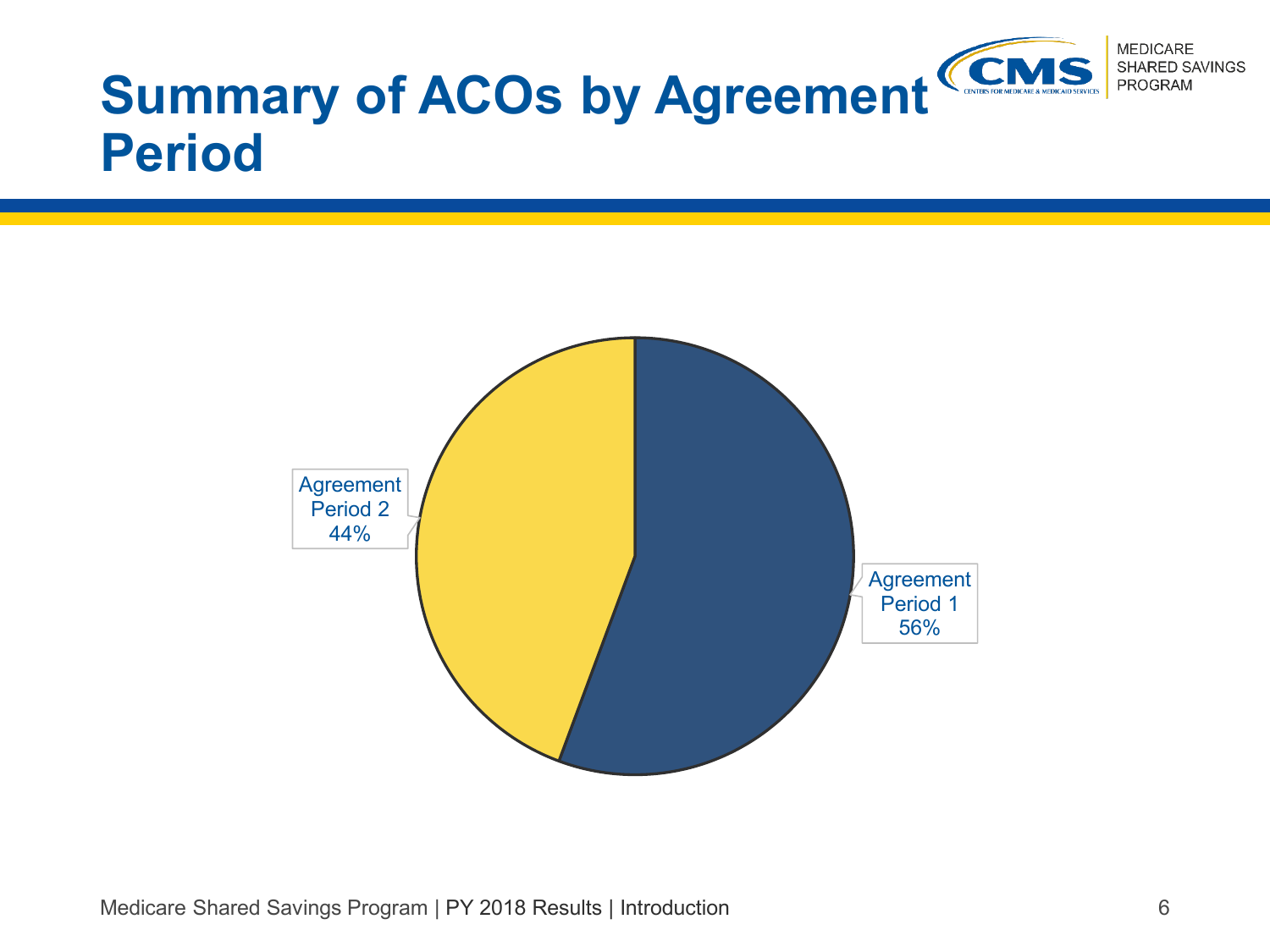# Summary of ACOs by Agreement Period

Agreement Period 2
44%

Agreement Period 1
56%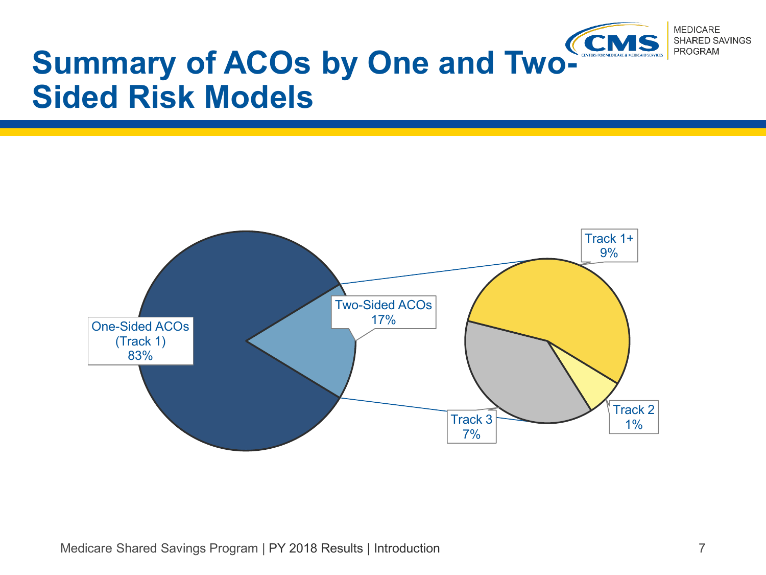# Summary of ACOs by One and Two-Sided Risk Models

One-Sided ACOs (Track 1) 83%

Two-Sided ACOs 17%

Track 1+ 9%

Track 2 1%

Track 3 7%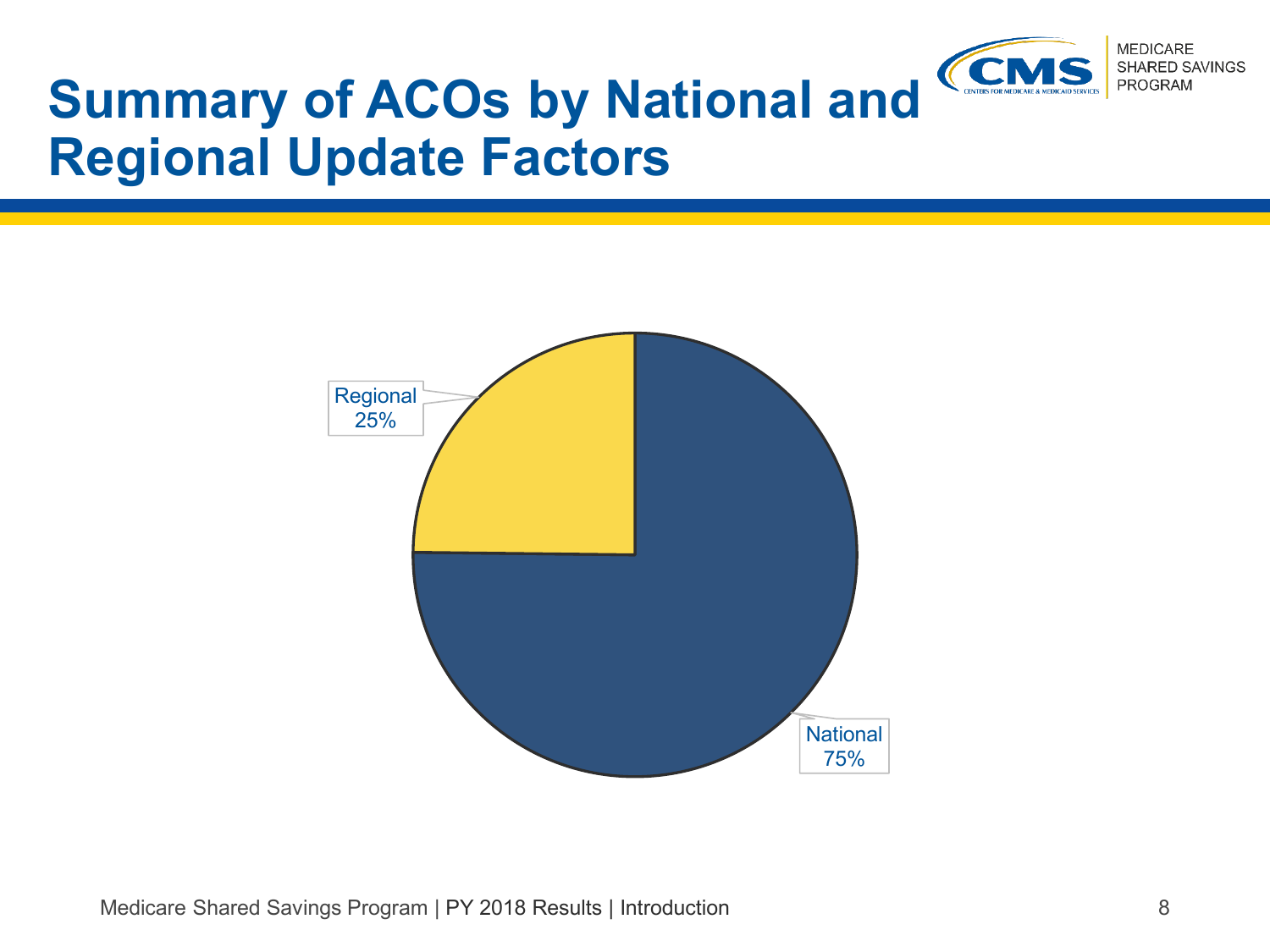# Summary of ACOs by National and Regional Update Factors

Regional
25%

National
75%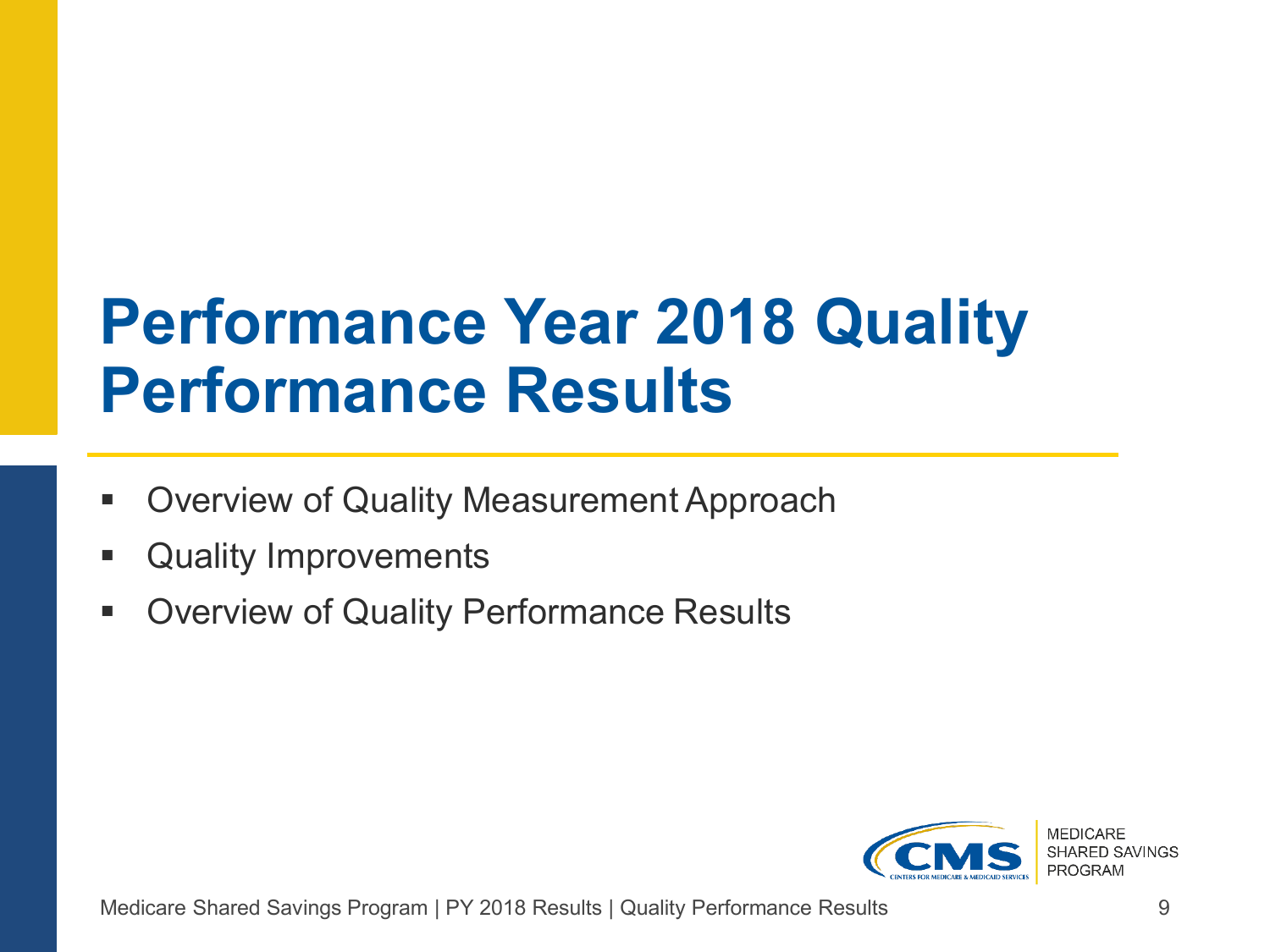# Performance Year 2018 Quality Performance Results

- Overview of Quality Measurement Approach
- Quality Improvements
- Overview of Quality Performance Results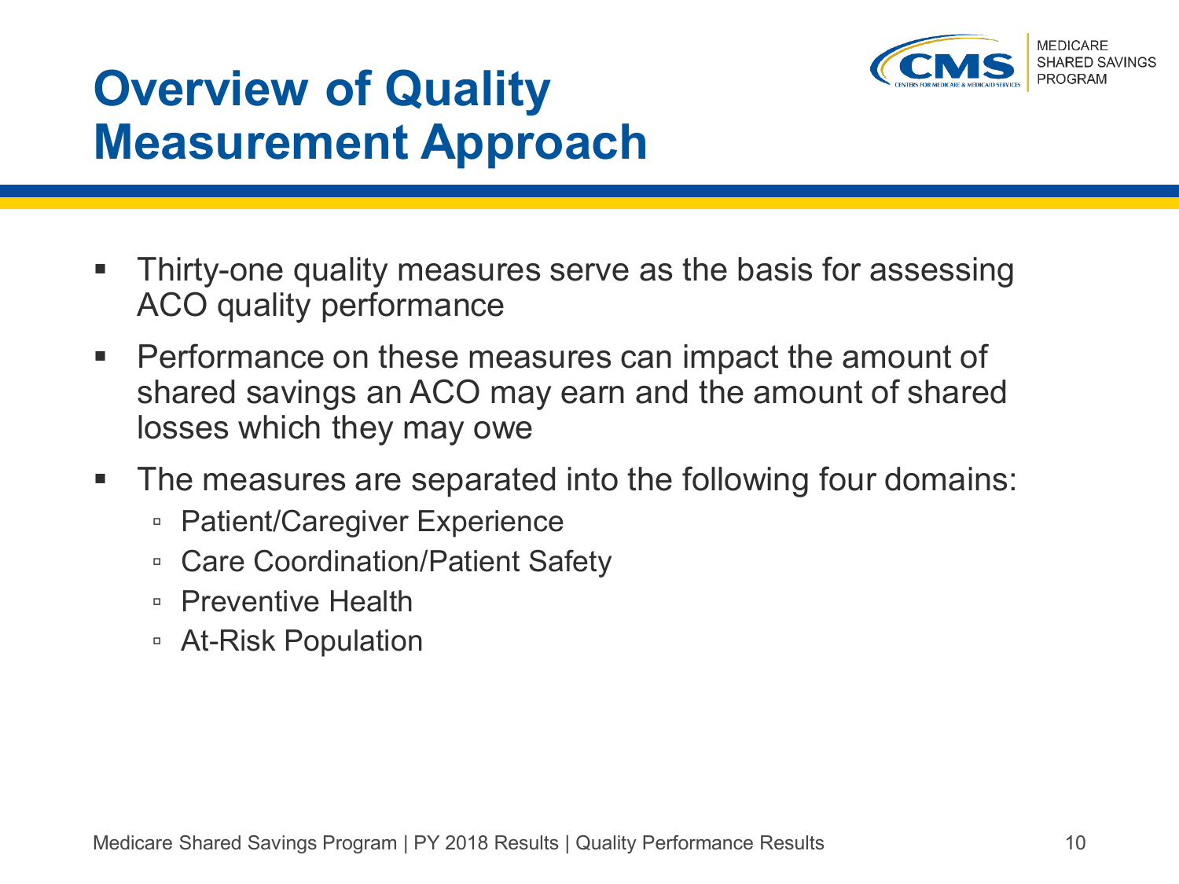# Overview of Quality Measurement Approach

- Thirty-one quality measures serve as the basis for assessing ACO quality performance
- Performance on these measures can impact the amount of shared savings an ACO may earn and the amount of shared losses which they may owe
- The measures are separated into the following four domains:
  - Patient/Caregiver Experience
  - Care Coordination/Patient Safety
  - Preventive Health
  - At-Risk Population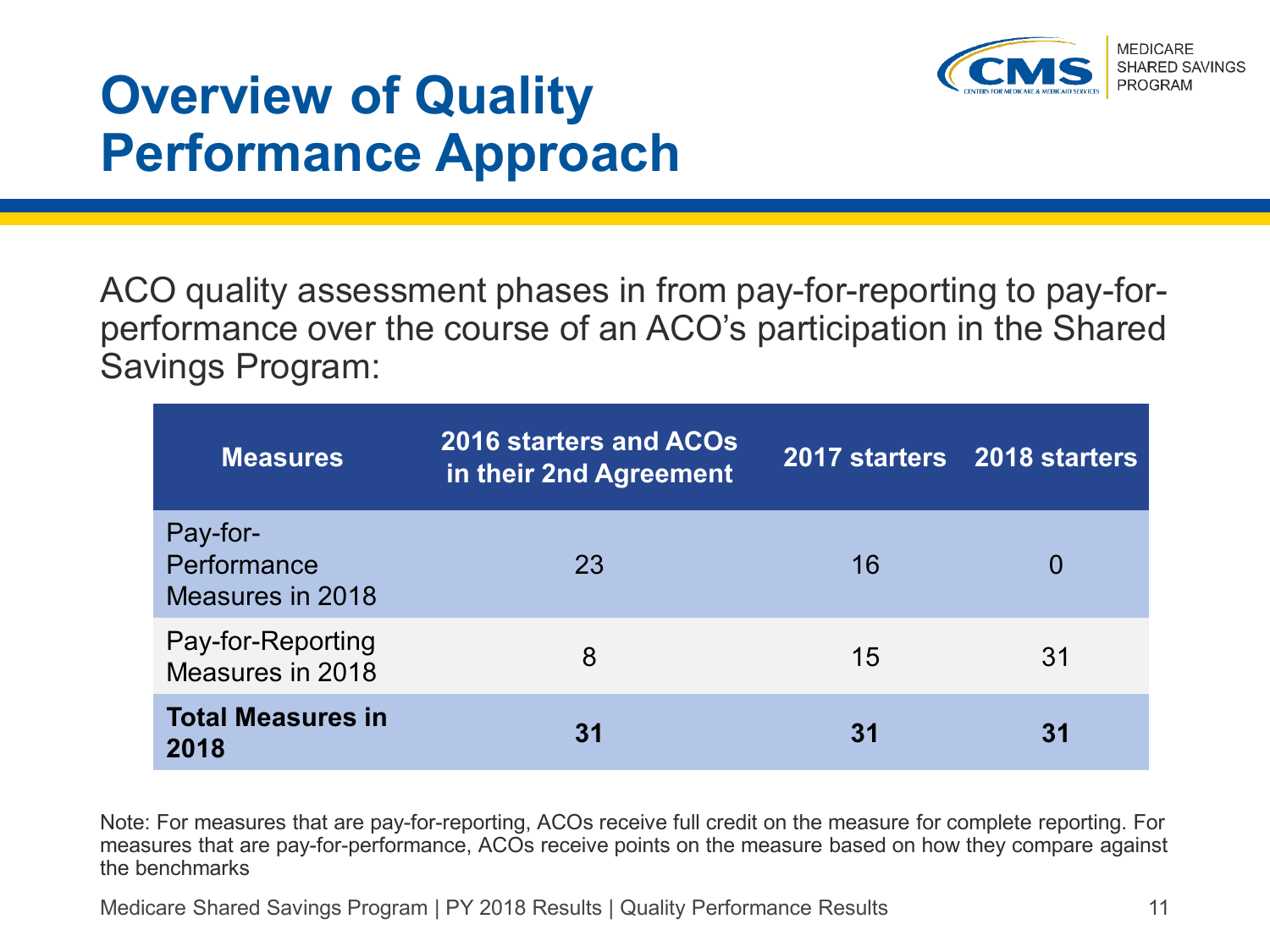# Overview of Quality Performance Approach

ACO quality assessment phases in from pay-for-reporting to pay-for-performance over the course of an ACO's participation in the Shared Savings Program:

| Measures | 2016 starters and ACOs in their 2nd Agreement | 2017 starters | 2018 starters |
|---|---|---|---|
| Pay-for-Performance Measures in 2018 | 23 | 16 | 0 |
| Pay-for-Reporting Measures in 2018 | 8 | 15 | 31 |
| **Total Measures in 2018** | **31** | **31** | **31** |

Note: For measures that are pay-for-reporting, ACOs receive full credit on the measure for complete reporting. For measures that are pay-for-performance, ACOs receive points on the measure based on how they compare against the benchmarks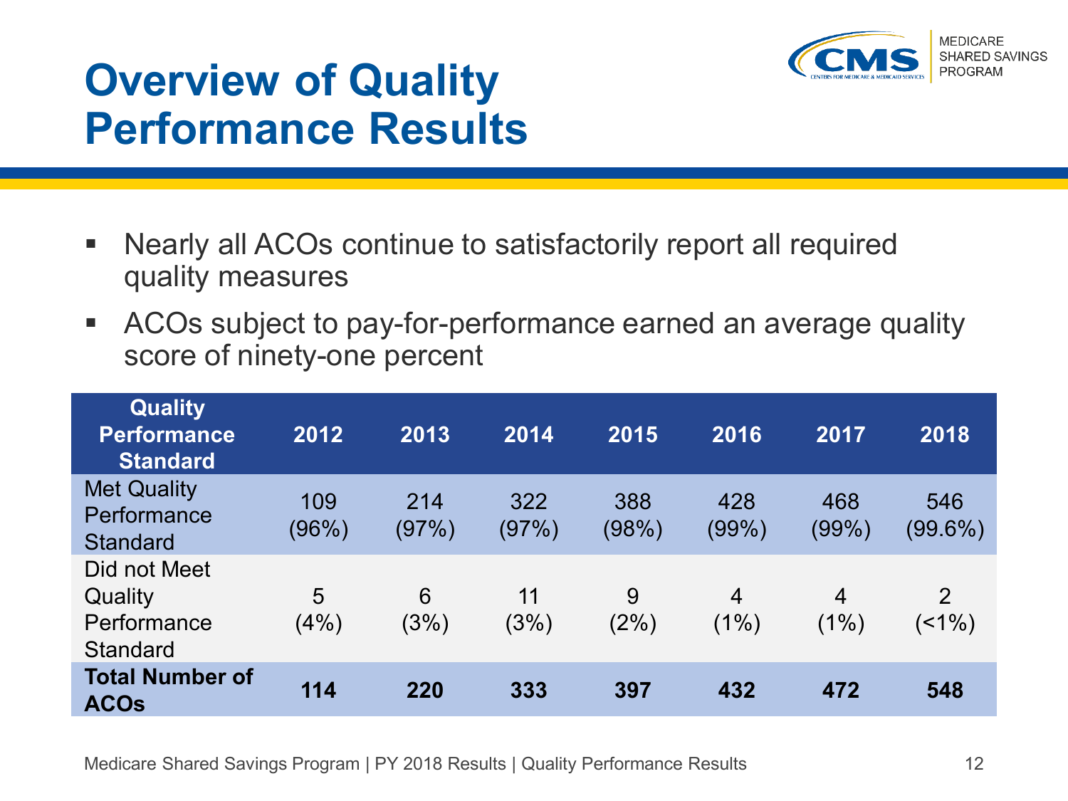# Overview of Quality Performance Results

- Nearly all ACOs continue to satisfactorily report all required quality measures
- ACOs subject to pay-for-performance earned an average quality score of ninety-one percent

| Quality Performance Standard | 2012 | 2013 | 2014 | 2015 | 2016 | 2017 | 2018 |
|---|---|---|---|---|---|---|---|
| Met Quality Performance Standard | 109 (96%) | 214 (97%) | 322 (97%) | 388 (98%) | 428 (99%) | 468 (99%) | 546 (99.6%) |
| Did not Meet Quality Performance Standard | 5 (4%) | 6 (3%) | 11 (3%) | 9 (2%) | 4 (1%) | 4 (1%) | 2 (<1%) |
| **Total Number of ACOs** | **114** | **220** | **333** | **397** | **432** | **472** | **548** |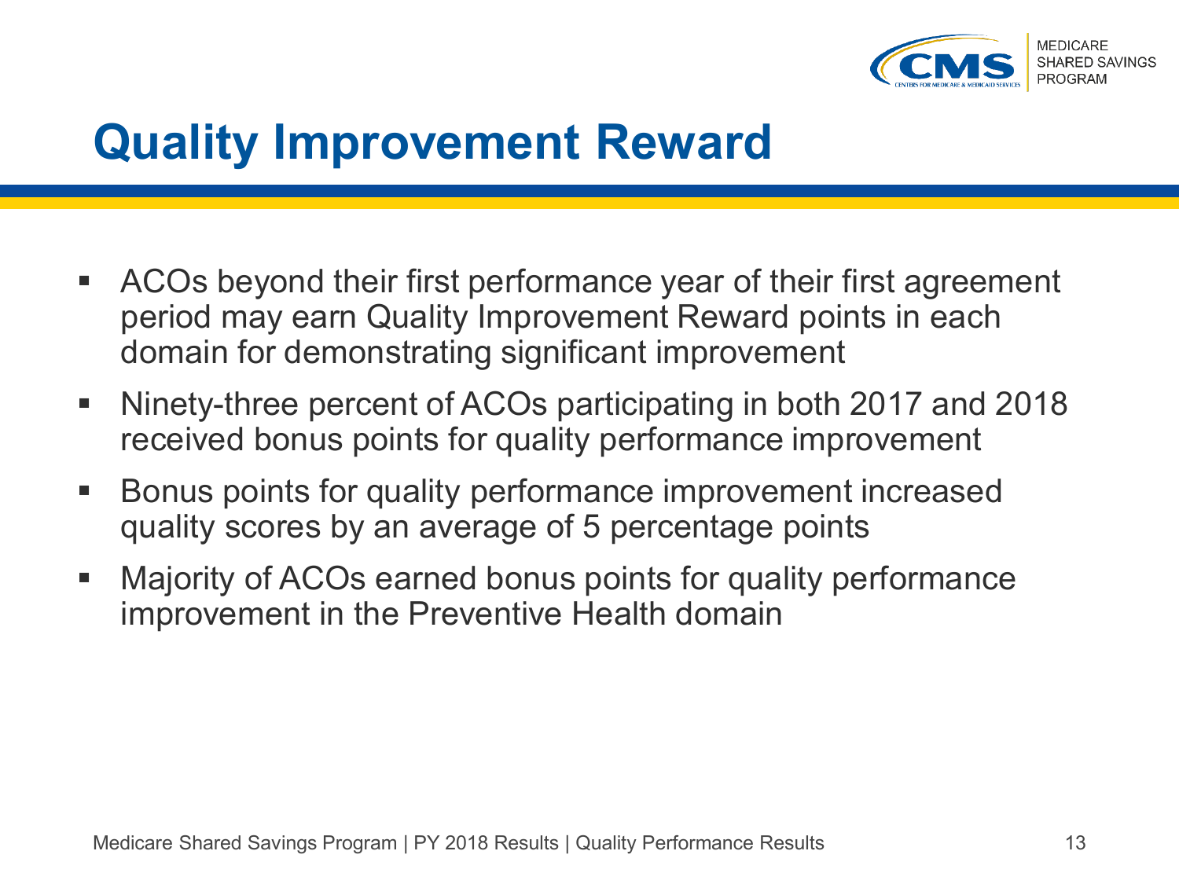# Quality Improvement Reward

- ACOs beyond their first performance year of their first agreement period may earn Quality Improvement Reward points in each domain for demonstrating significant improvement
- Ninety-three percent of ACOs participating in both 2017 and 2018 received bonus points for quality performance improvement
- Bonus points for quality performance improvement increased quality scores by an average of 5 percentage points
- Majority of ACOs earned bonus points for quality performance improvement in the Preventive Health domain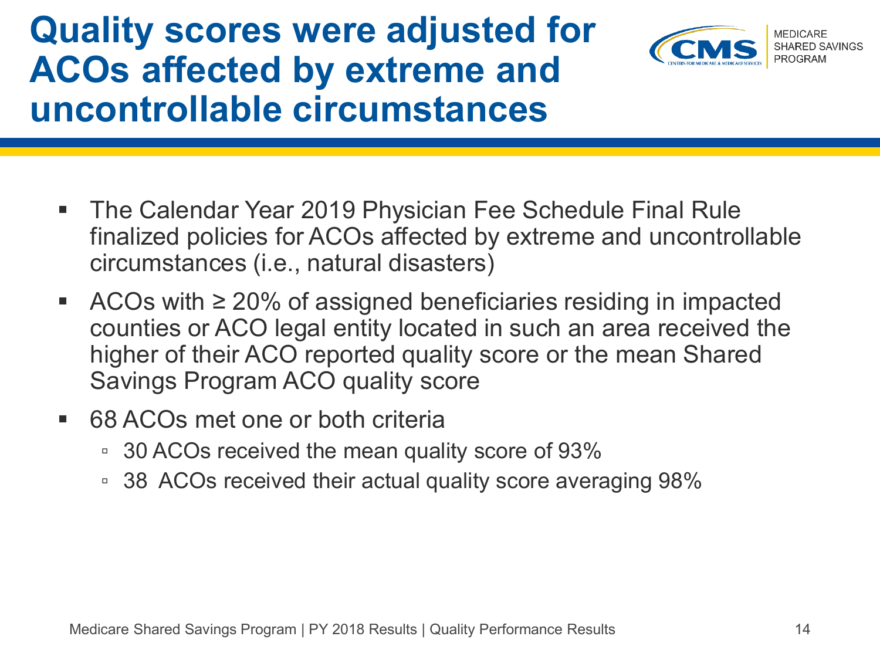# Quality scores were adjusted for ACOs affected by extreme and uncontrollable circumstances

- The Calendar Year 2019 Physician Fee Schedule Final Rule finalized policies for ACOs affected by extreme and uncontrollable circumstances (i.e., natural disasters)
- ACOs with ≥ 20% of assigned beneficiaries residing in impacted counties or ACO legal entity located in such an area received the higher of their ACO reported quality score or the mean Shared Savings Program ACO quality score
- 68 ACOs met one or both criteria
  - 30 ACOs received the mean quality score of 93%
  - 38 ACOs received their actual quality score averaging 98%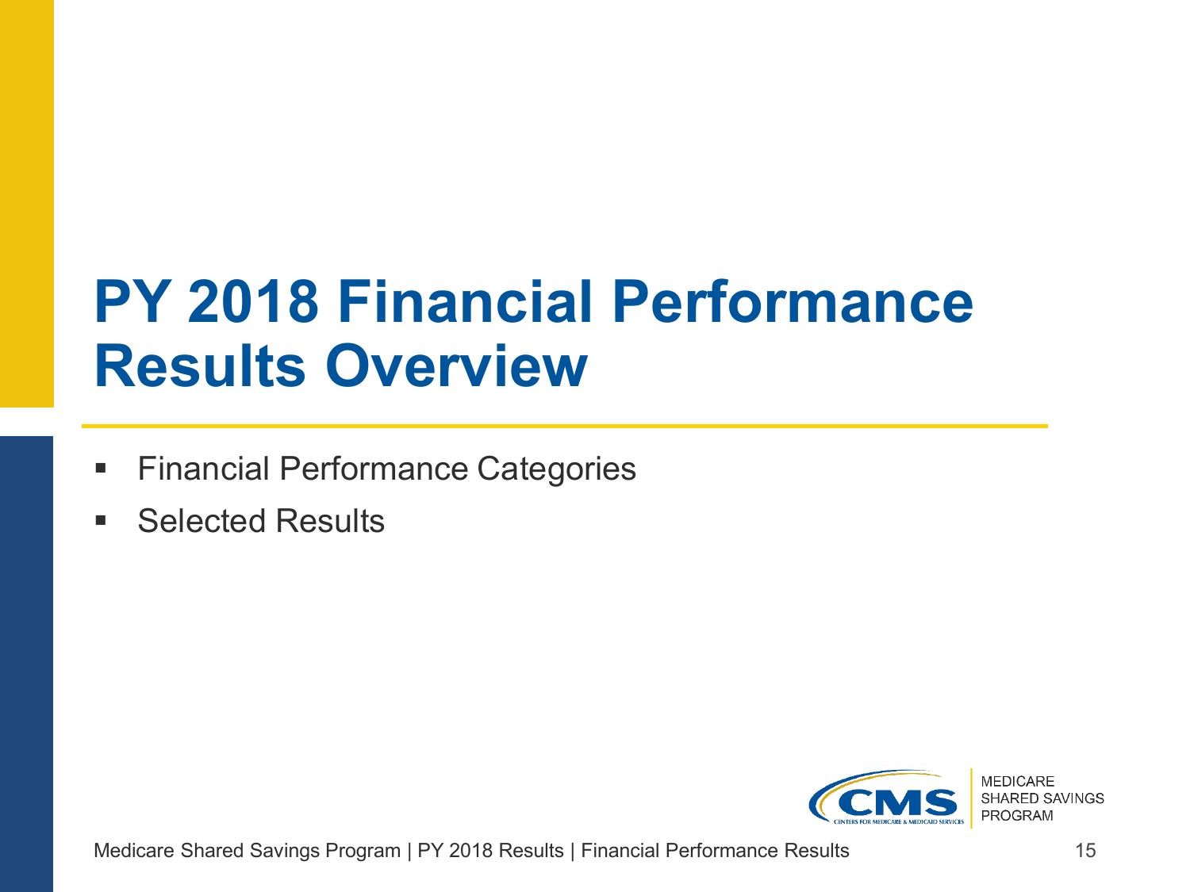# PY 2018 Financial Performance Results Overview

- Financial Performance Categories
- Selected Results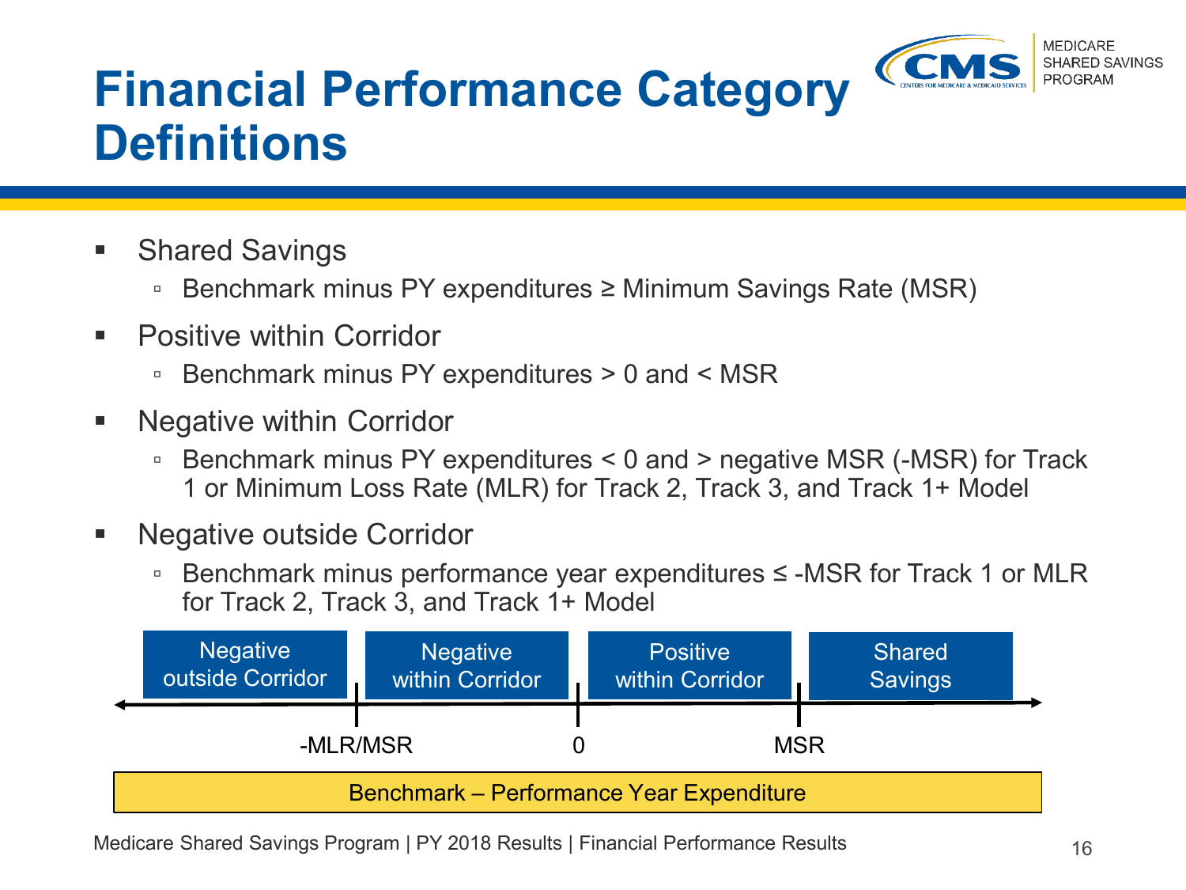# Financial Performance Category Definitions

- Shared Savings
  - Benchmark minus PY expenditures ≥ Minimum Savings Rate (MSR)
- Positive within Corridor
  - Benchmark minus PY expenditures > 0 and < MSR
- Negative within Corridor
  - Benchmark minus PY expenditures < 0 and > negative MSR (-MSR) for Track 1 or Minimum Loss Rate (MLR) for Track 2, Track 3, and Track 1+ Model
- Negative outside Corridor
  - Benchmark minus performance year expenditures ≤ -MSR for Track 1 or MLR for Track 2, Track 3, and Track 1+ Model

| Negative outside Corridor | Negative within Corridor | Positive within Corridor | Shared Savings |
|---|---|---|---|
| | -MLR/MSR | 0 | MSR |

Benchmark – Performance Year Expenditure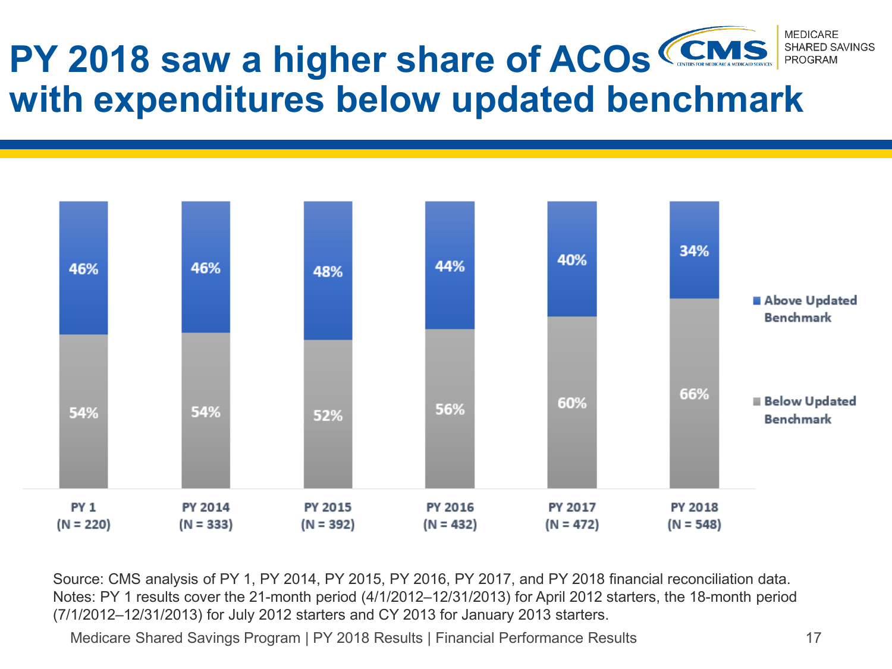# PY 2018 saw a higher share of ACOs with expenditures below updated benchmark

| | PY 1 (N = 220) | PY 2014 (N = 333) | PY 2015 (N = 392) | PY 2016 (N = 432) | PY 2017 (N = 472) | PY 2018 (N = 548) |
|---|---|---|---|---|---|---|
| Above Updated Benchmark | 46% | 46% | 48% | 44% | 40% | 34% |
| Below Updated Benchmark | 54% | 54% | 52% | 56% | 60% | 66% |

Source: CMS analysis of PY 1, PY 2014, PY 2015, PY 2016, PY 2017, and PY 2018 financial reconciliation data.
Notes: PY 1 results cover the 21-month period (4/1/2012–12/31/2013) for April 2012 starters, the 18-month period (7/1/2012–12/31/2013) for July 2012 starters and CY 2013 for January 2013 starters.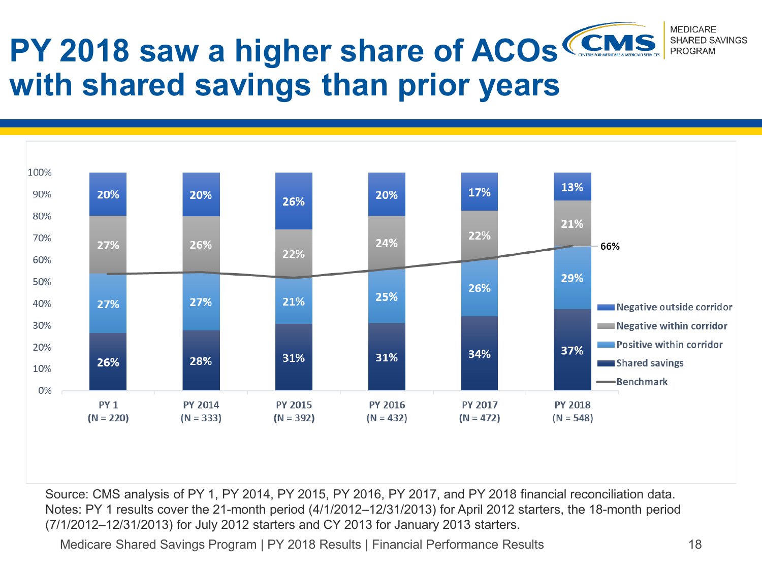# PY 2018 saw a higher share of ACOs with shared savings than prior years

MEDICARE SHARED SAVINGS PROGRAM

| | PY 1 (N = 220) | PY 2014 (N = 333) | PY 2015 (N = 392) | PY 2016 (N = 432) | PY 2017 (N = 472) | PY 2018 (N = 548) |
|---|---|---|---|---|---|---|
| Negative outside corridor | 20% | 20% | 26% | 20% | 17% | 13% |
| Negative within corridor | 27% | 26% | 22% | 24% | 22% | 21% |
| Positive within corridor | 27% | 27% | 21% | 25% | 26% | 29% |
| Shared savings | 26% | 28% | 31% | 31% | 34% | 37% |
| Benchmark | | | | | | 66% |

Source: CMS analysis of PY 1, PY 2014, PY 2015, PY 2016, PY 2017, and PY 2018 financial reconciliation data.
Notes: PY 1 results cover the 21-month period (4/1/2012–12/31/2013) for April 2012 starters, the 18-month period (7/1/2012–12/31/2013) for July 2012 starters and CY 2013 for January 2013 starters.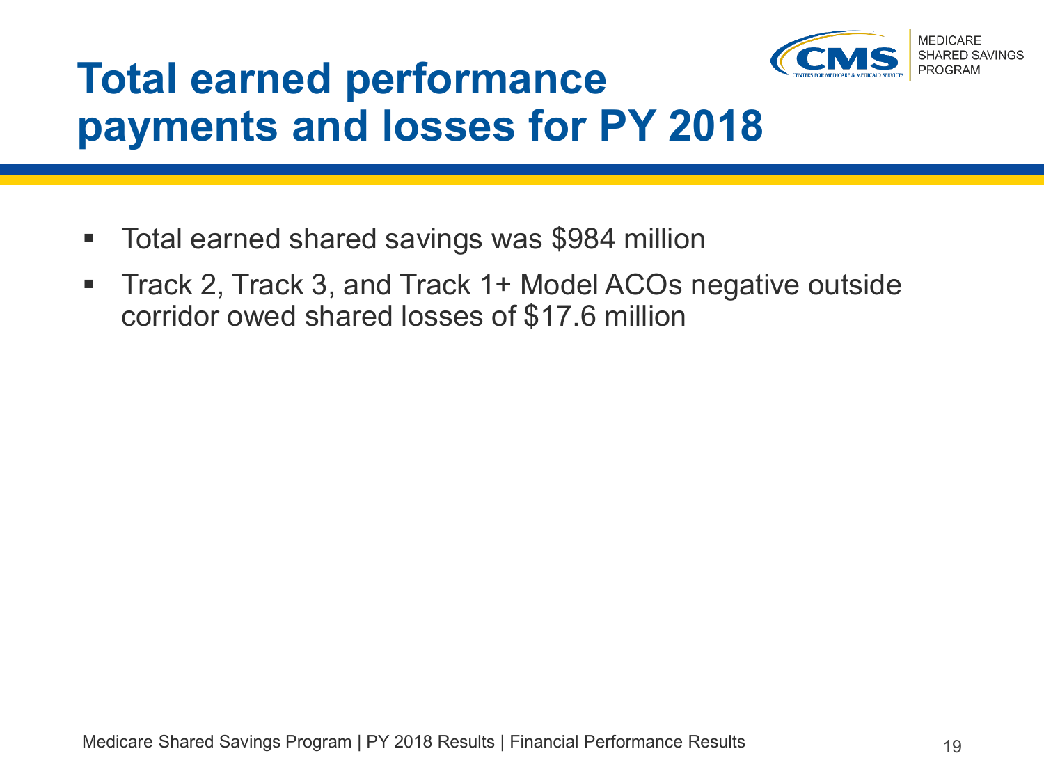# Total earned performance payments and losses for PY 2018

- Total earned shared savings was $984 million
- Track 2, Track 3, and Track 1+ Model ACOs negative outside corridor owed shared losses of $17.6 million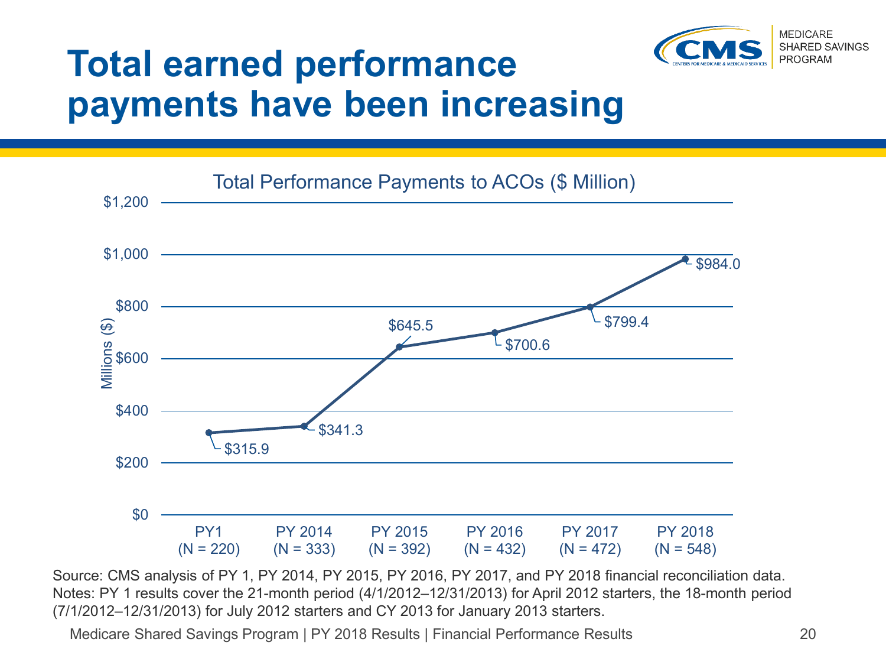# Total earned performance payments have been increasing

Total Performance Payments to ACOs ($ Million)

| Performance Year | Total Performance Payments ($ Million) |
|---|---|
| PY1 (N = 220) | $315.9 |
| PY 2014 (N = 333) | $341.3 |
| PY 2015 (N = 392) | $645.5 |
| PY 2016 (N = 432) | $700.6 |
| PY 2017 (N = 472) | $799.4 |
| PY 2018 (N = 548) | $984.0 |

Source: CMS analysis of PY 1, PY 2014, PY 2015, PY 2016, PY 2017, and PY 2018 financial reconciliation data.
Notes: PY 1 results cover the 21-month period (4/1/2012–12/31/2013) for April 2012 starters, the 18-month period (7/1/2012–12/31/2013) for July 2012 starters and CY 2013 for January 2013 starters.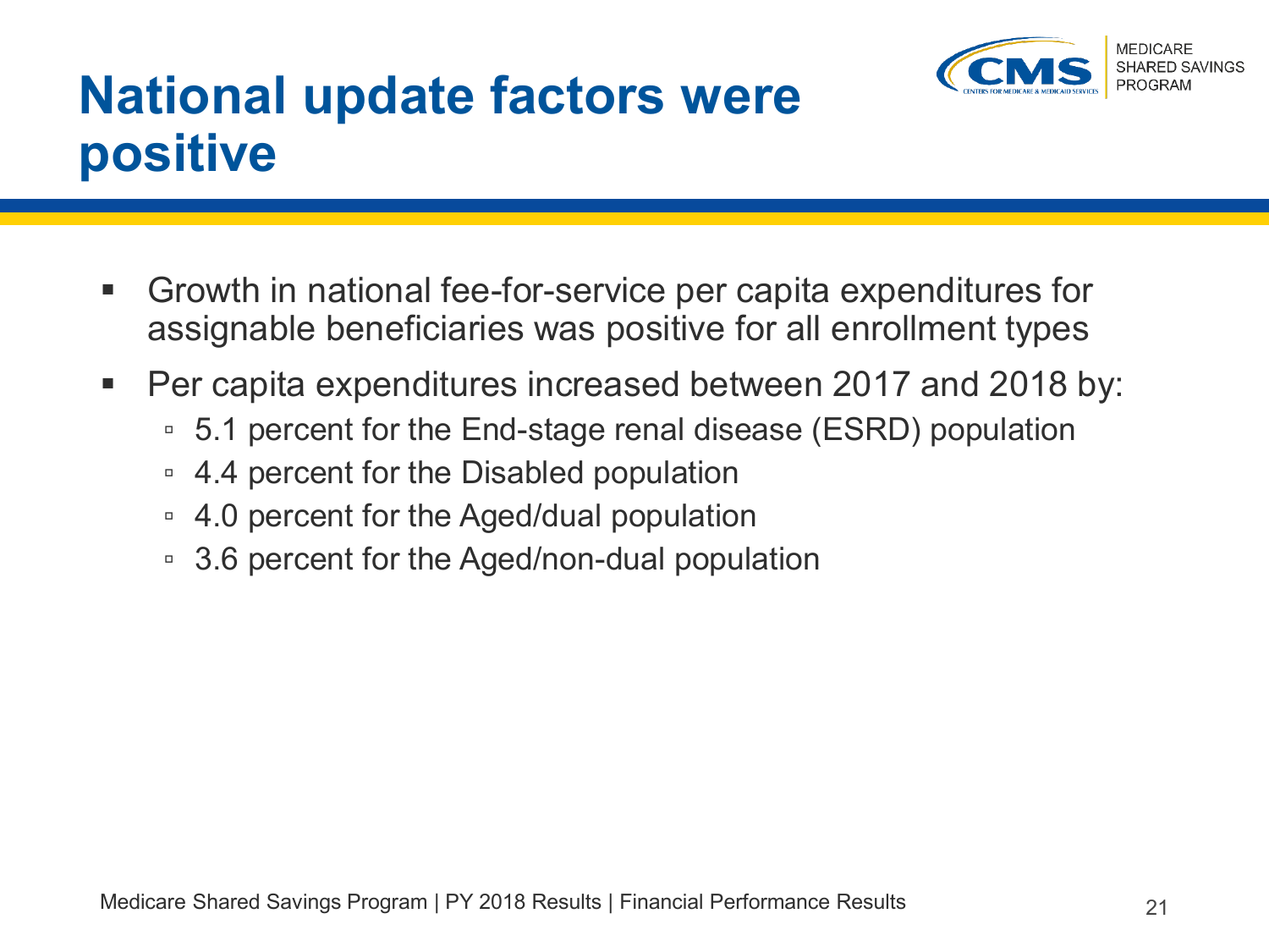# National update factors were positive

- Growth in national fee-for-service per capita expenditures for assignable beneficiaries was positive for all enrollment types
- Per capita expenditures increased between 2017 and 2018 by:
  - 5.1 percent for the End-stage renal disease (ESRD) population
  - 4.4 percent for the Disabled population
  - 4.0 percent for the Aged/dual population
  - 3.6 percent for the Aged/non-dual population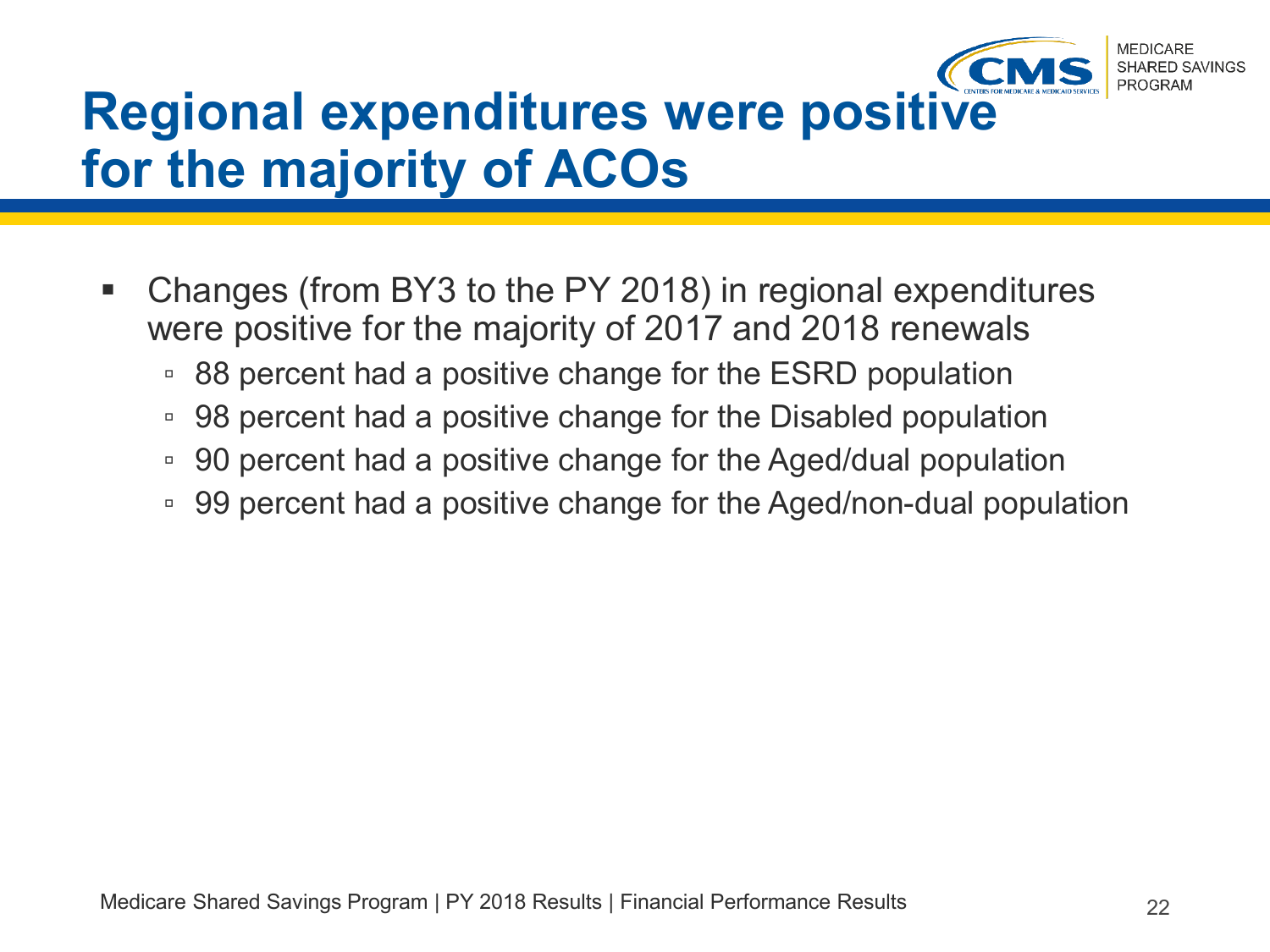# Regional expenditures were positive for the majority of ACOs

- Changes (from BY3 to the PY 2018) in regional expenditures were positive for the majority of 2017 and 2018 renewals
  - 88 percent had a positive change for the ESRD population
  - 98 percent had a positive change for the Disabled population
  - 90 percent had a positive change for the Aged/dual population
  - 99 percent had a positive change for the Aged/non-dual population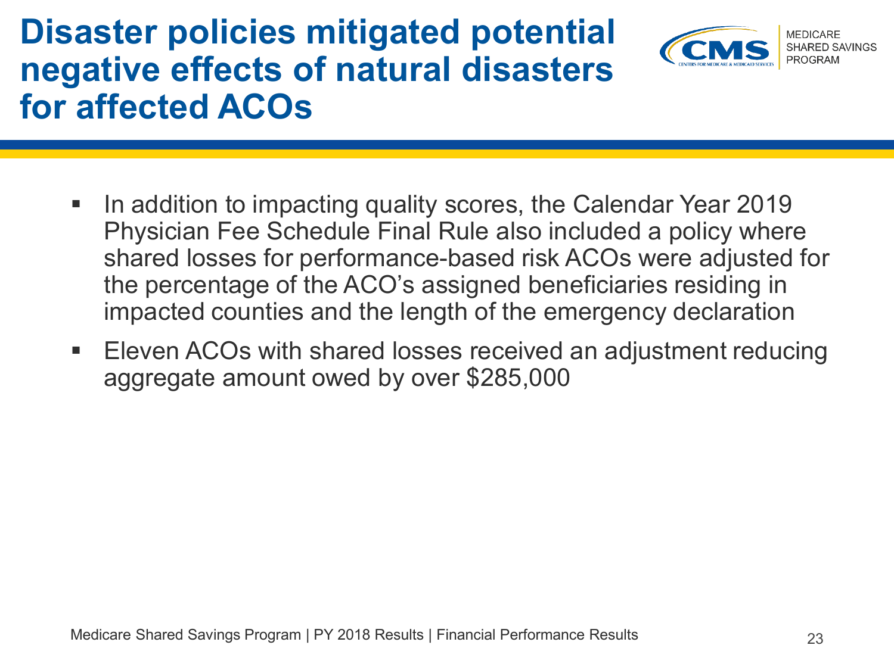# Disaster policies mitigated potential negative effects of natural disasters for affected ACOs

- In addition to impacting quality scores, the Calendar Year 2019 Physician Fee Schedule Final Rule also included a policy where shared losses for performance-based risk ACOs were adjusted for the percentage of the ACO's assigned beneficiaries residing in impacted counties and the length of the emergency declaration
- Eleven ACOs with shared losses received an adjustment reducing aggregate amount owed by over $285,000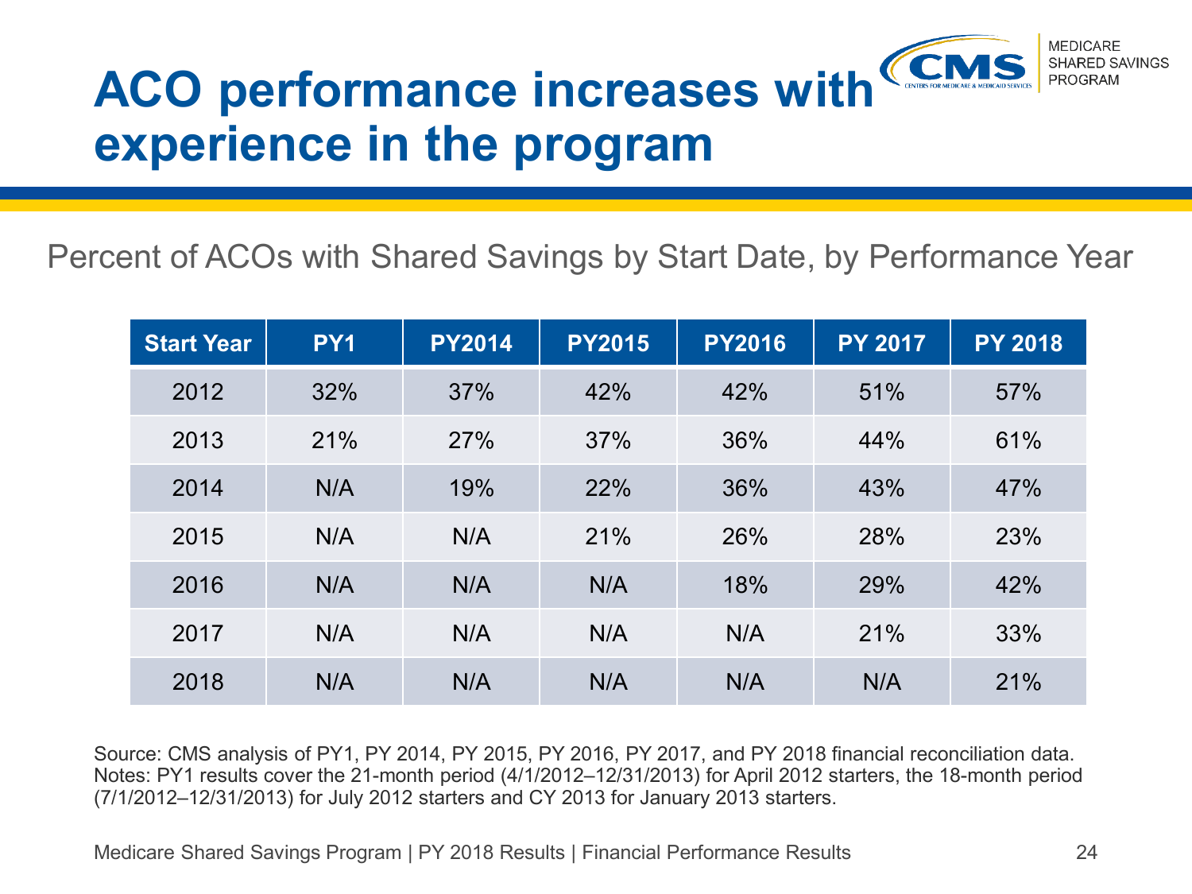# ACO performance increases with experience in the program

Percent of ACOs with Shared Savings by Start Date, by Performance Year

| Start Year | PY1 | PY2014 | PY2015 | PY2016 | PY 2017 | PY 2018 |
|---|---|---|---|---|---|---|
| 2012 | 32% | 37% | 42% | 42% | 51% | 57% |
| 2013 | 21% | 27% | 37% | 36% | 44% | 61% |
| 2014 | N/A | 19% | 22% | 36% | 43% | 47% |
| 2015 | N/A | N/A | 21% | 26% | 28% | 23% |
| 2016 | N/A | N/A | N/A | 18% | 29% | 42% |
| 2017 | N/A | N/A | N/A | N/A | 21% | 33% |
| 2018 | N/A | N/A | N/A | N/A | N/A | 21% |

Source: CMS analysis of PY1, PY 2014, PY 2015, PY 2016, PY 2017, and PY 2018 financial reconciliation data.
Notes: PY1 results cover the 21-month period (4/1/2012–12/31/2013) for April 2012 starters, the 18-month period (7/1/2012–12/31/2013) for July 2012 starters and CY 2013 for January 2013 starters.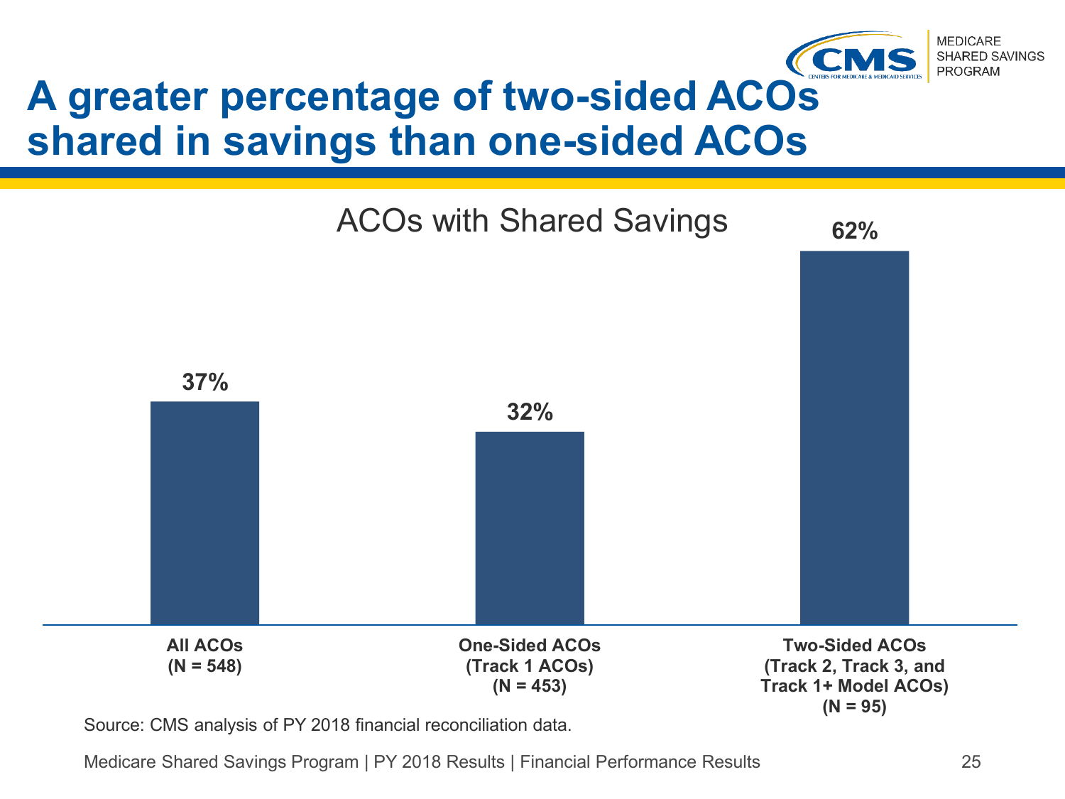# A greater percentage of two-sided ACOs shared in savings than one-sided ACOs

**ACOs with Shared Savings**

| Category | ACOs with Shared Savings |
|---|---|
| **All ACOs (N = 548)** | **37%** |
| **One-Sided ACOs (Track 1 ACOs) (N = 453)** | **32%** |
| **Two-Sided ACOs (Track 2, Track 3, and Track 1+ Model ACOs) (N = 95)** | **62%** |

Source: CMS analysis of PY 2018 financial reconciliation data.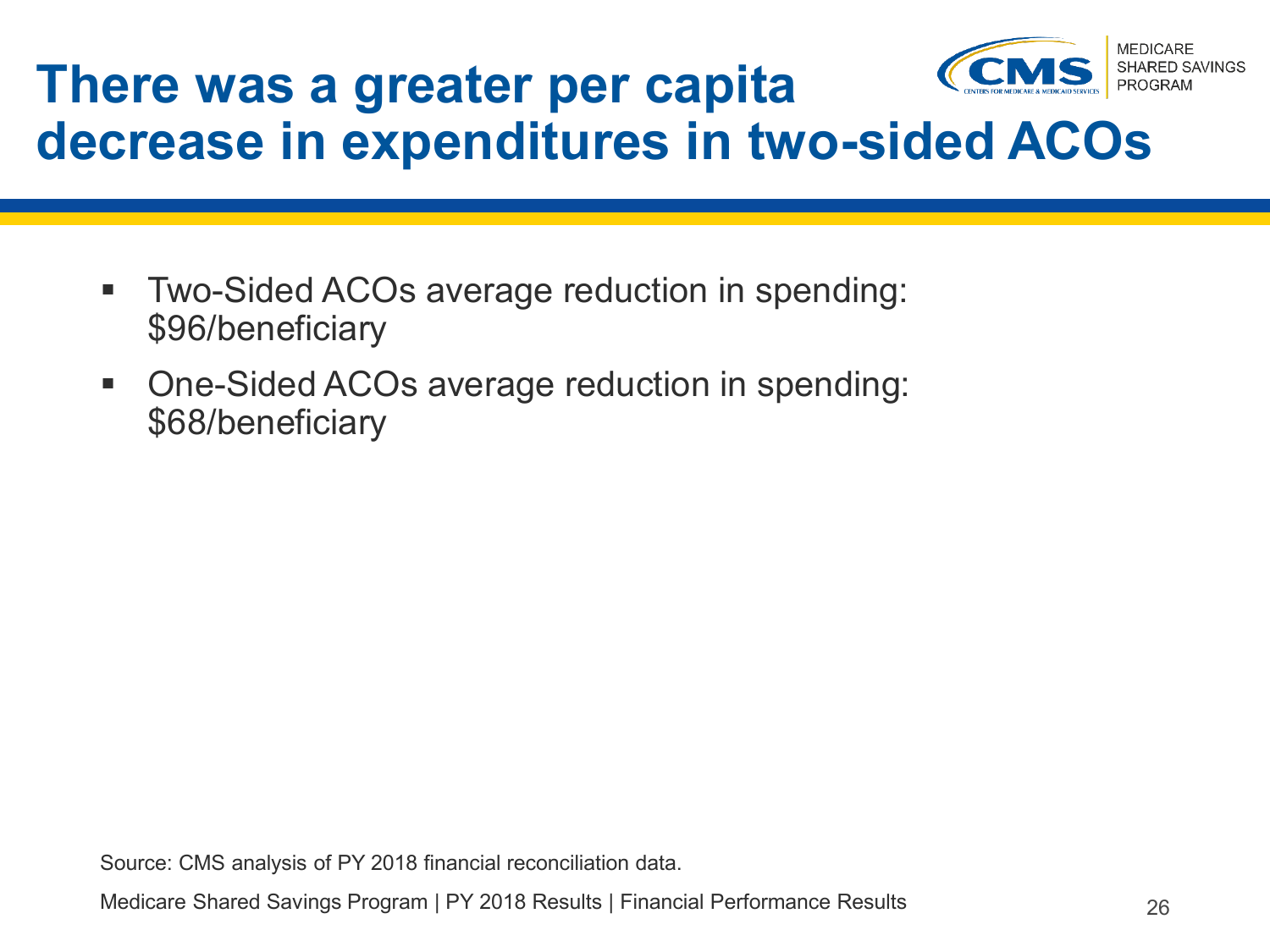# There was a greater per capita decrease in expenditures in two-sided ACOs

- Two-Sided ACOs average reduction in spending: $96/beneficiary
- One-Sided ACOs average reduction in spending: $68/beneficiary

Source: CMS analysis of PY 2018 financial reconciliation data.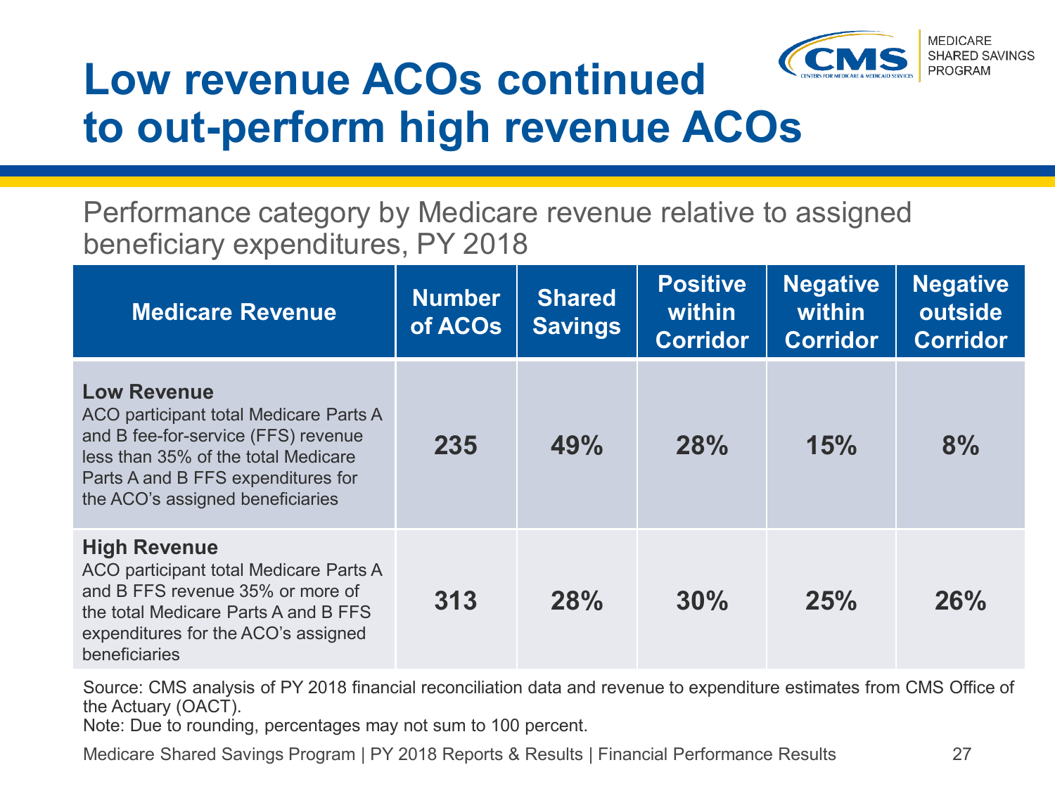# Low revenue ACOs continued to out-perform high revenue ACOs

Performance category by Medicare revenue relative to assigned beneficiary expenditures, PY 2018

| Medicare Revenue | Number of ACOs | Shared Savings | Positive within Corridor | Negative within Corridor | Negative outside Corridor |
|---|---|---|---|---|---|
| **Low Revenue** ACO participant total Medicare Parts A and B fee-for-service (FFS) revenue less than 35% of the total Medicare Parts A and B FFS expenditures for the ACO's assigned beneficiaries | **235** | **49%** | **28%** | **15%** | **8%** |
| **High Revenue** ACO participant total Medicare Parts A and B FFS revenue 35% or more of the total Medicare Parts A and B FFS expenditures for the ACO's assigned beneficiaries | **313** | **28%** | **30%** | **25%** | **26%** |

Source: CMS analysis of PY 2018 financial reconciliation data and revenue to expenditure estimates from CMS Office of the Actuary (OACT).

Note: Due to rounding, percentages may not sum to 100 percent.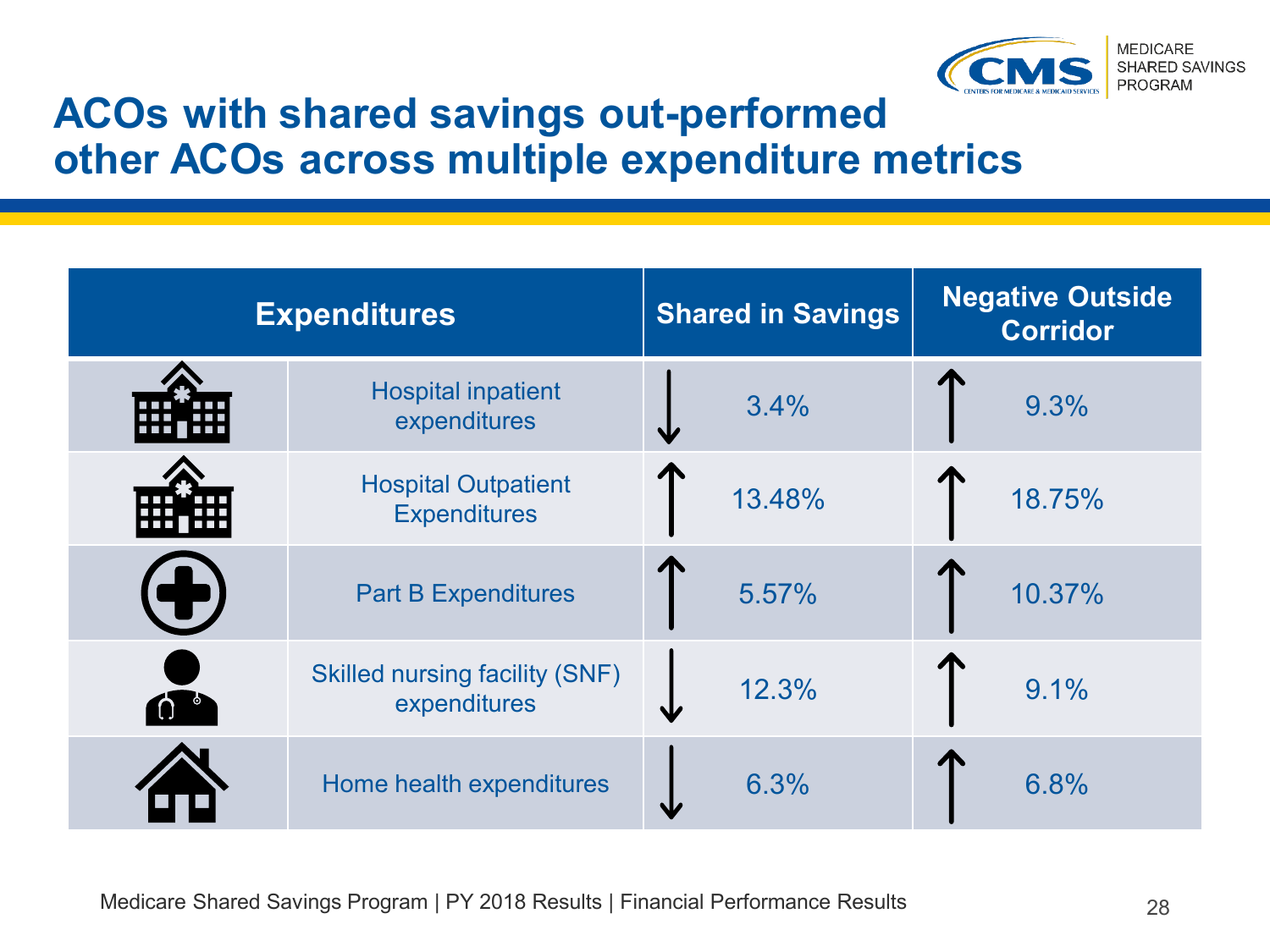# ACOs with shared savings out-performed other ACOs across multiple expenditure metrics

| Expenditures | Shared in Savings | Negative Outside Corridor |
|---|---|---|
| Hospital inpatient expenditures | ↓ 3.4% | ↑ 9.3% |
| Hospital Outpatient Expenditures | ↑ 13.48% | ↑ 18.75% |
| Part B Expenditures | ↑ 5.57% | ↑ 10.37% |
| Skilled nursing facility (SNF) expenditures | ↓ 12.3% | ↑ 9.1% |
| Home health expenditures | ↓ 6.3% | ↑ 6.8% |

Medicare Shared Savings Program | PY 2018 Results | Financial Performance Results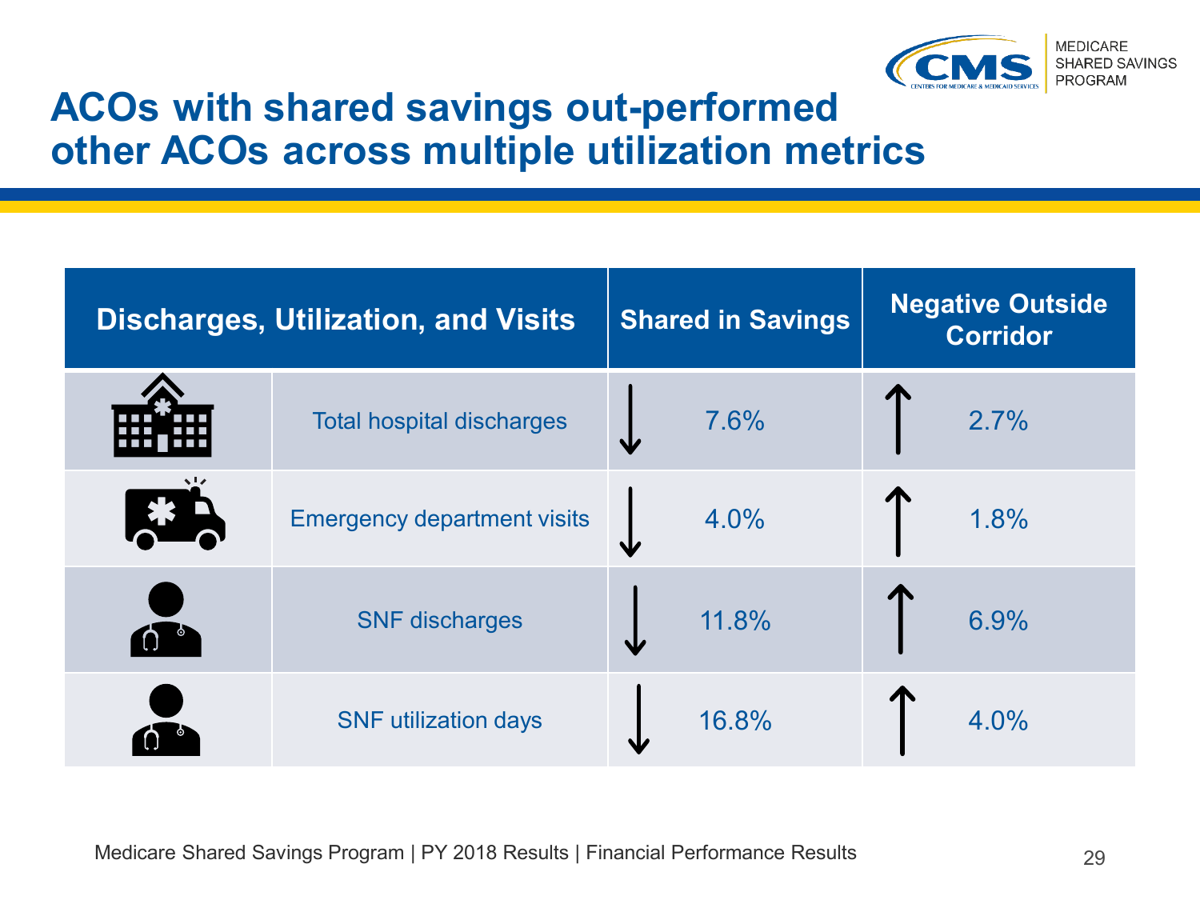# ACOs with shared savings out-performed other ACOs across multiple utilization metrics

| Discharges, Utilization, and Visits | | Shared in Savings | Negative Outside Corridor |
|---|---|---|---|
| | Total hospital discharges | ↓ 7.6% | ↑ 2.7% |
| | Emergency department visits | ↓ 4.0% | ↑ 1.8% |
| | SNF discharges | ↓ 11.8% | ↑ 6.9% |
| | SNF utilization days | ↓ 16.8% | ↑ 4.0% |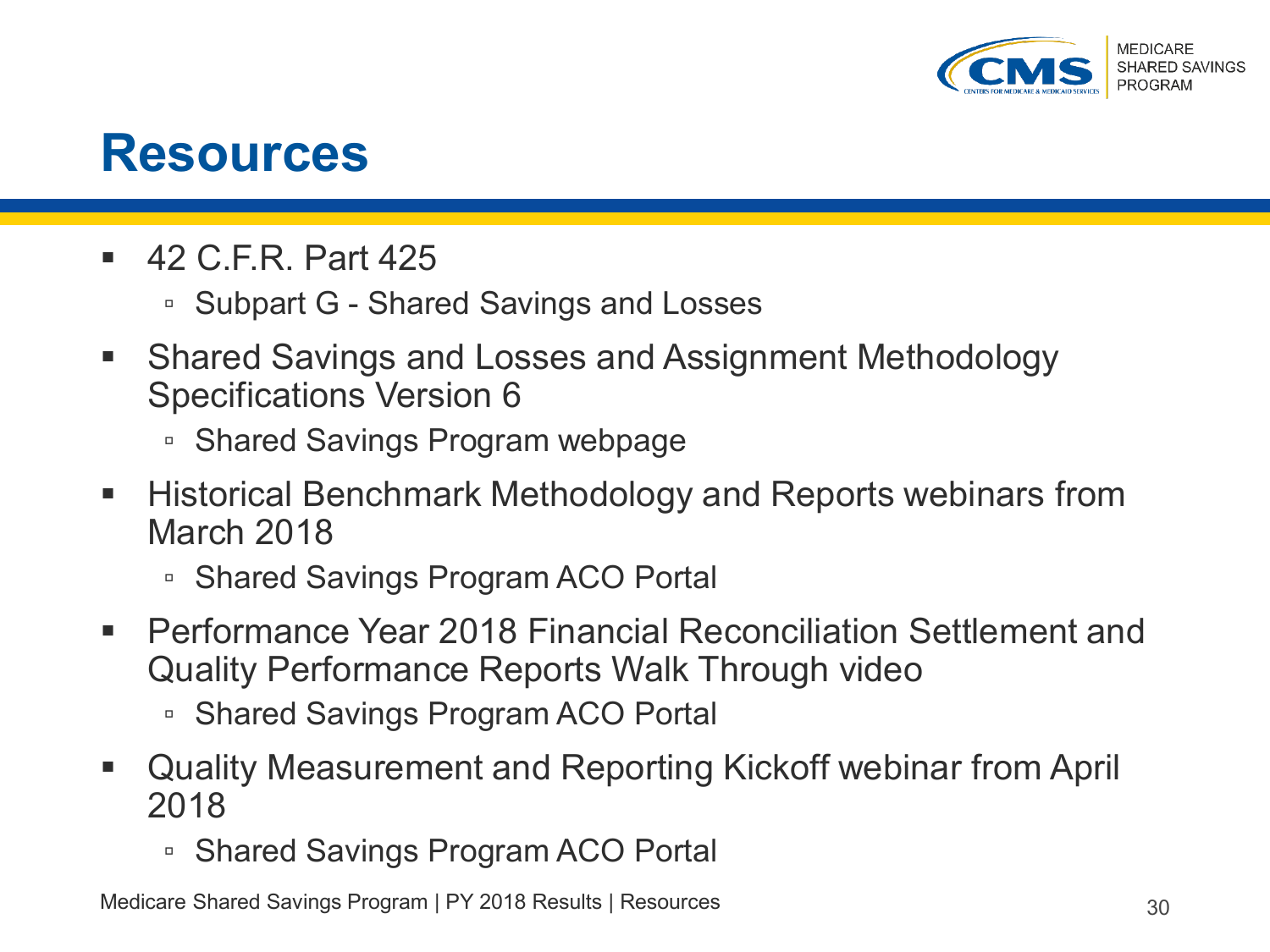# Resources

- 42 C.F.R. Part 425
  - Subpart G - Shared Savings and Losses
- Shared Savings and Losses and Assignment Methodology Specifications Version 6
  - Shared Savings Program webpage
- Historical Benchmark Methodology and Reports webinars from March 2018
  - Shared Savings Program ACO Portal
- Performance Year 2018 Financial Reconciliation Settlement and Quality Performance Reports Walk Through video
  - Shared Savings Program ACO Portal
- Quality Measurement and Reporting Kickoff webinar from April 2018
  - Shared Savings Program ACO Portal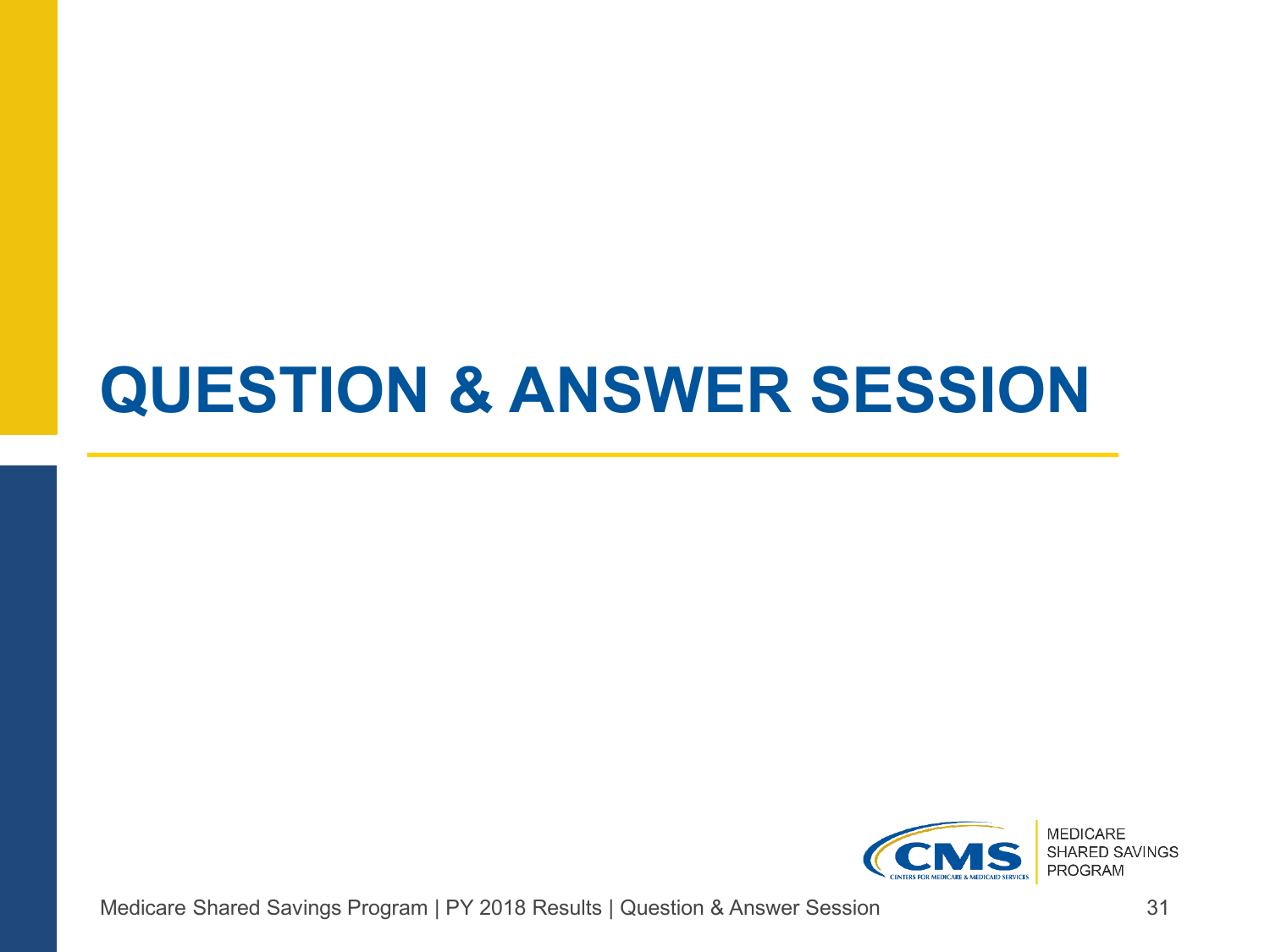# QUESTION & ANSWER SESSION